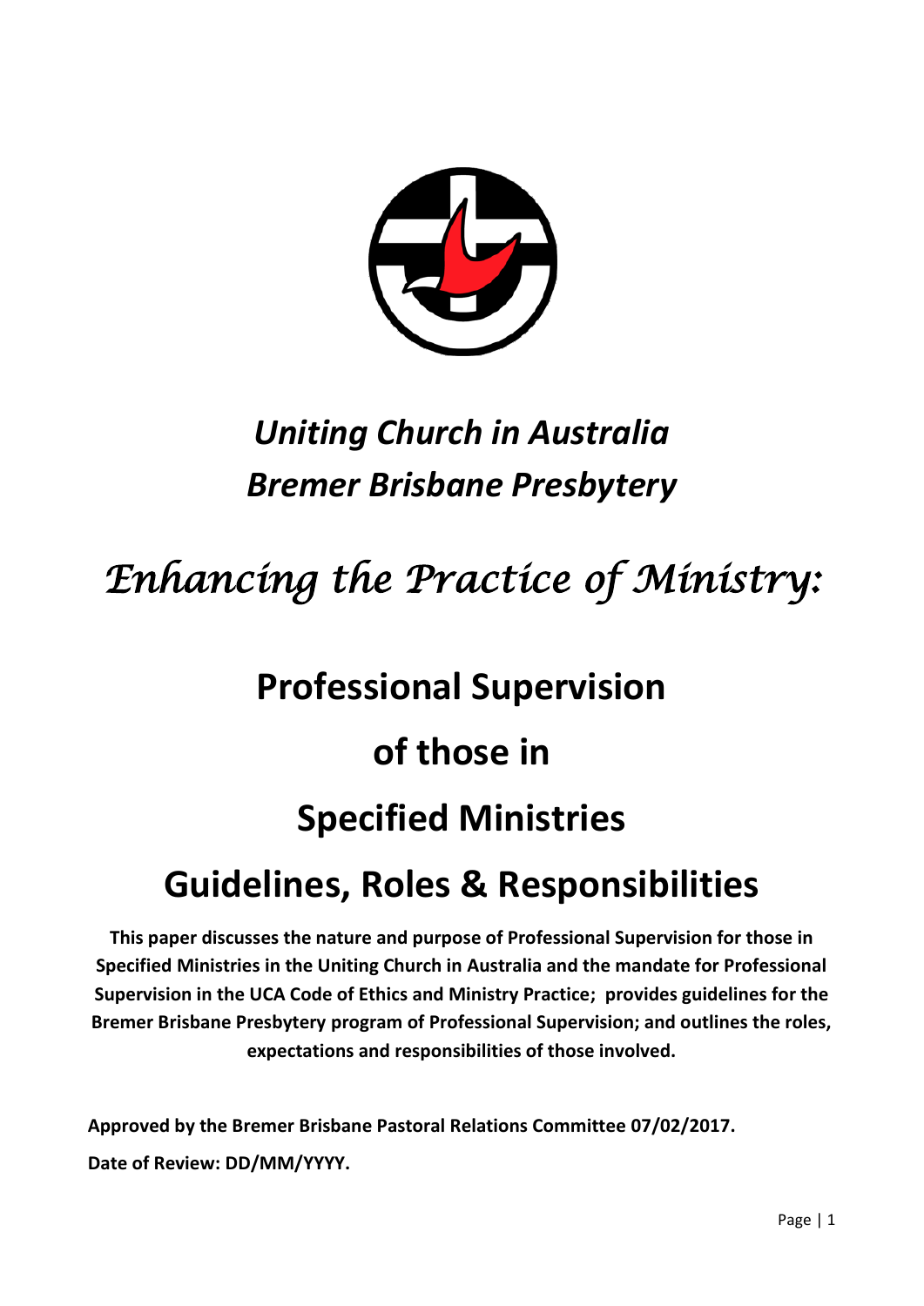*Uniting Church in Australia*

*Bremer Brisbane Presbytery*

# *Enhancing the Practice of Ministry:*

# Professional Supervision of those in Specified Ministries

# Guidelines, Roles & Responsibilities

**This paper discusses the nature and purpose of Professional Supervision for those in Specified Ministries in the Uniting Church in Australia and the mandate for Professional Supervision in the UCA Code of Ethics and Ministry Practice; provides guidelines for the Bremer Brisbane Presbytery program of Professional Supervision; and outlines the roles, expectations and responsibilities of those involved.**

**Approved by the Bremer Brisbane Pastoral Relations Committee 07/02/2017.**

**Date of Review: DD/MM/YYYY.**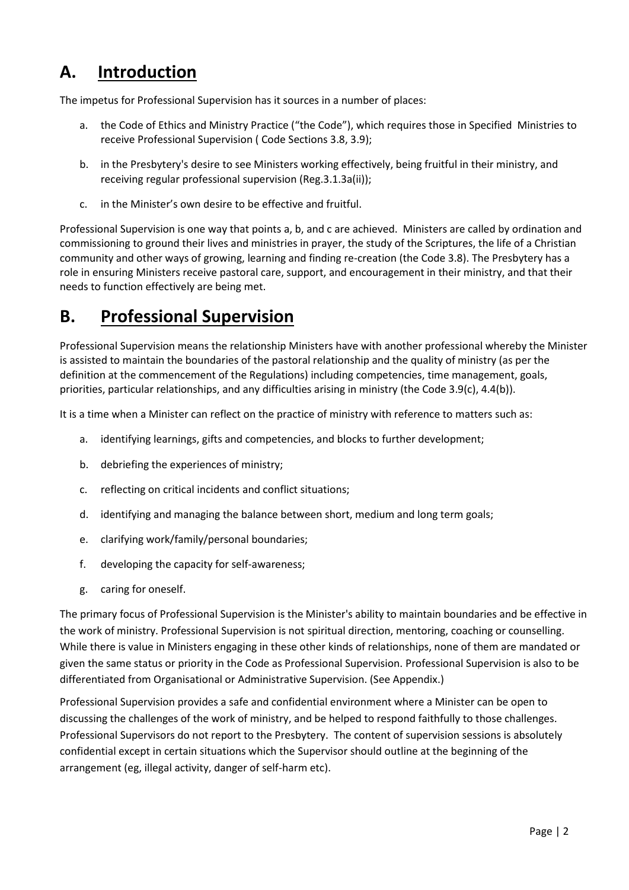# A. Introduction

The impetus for Professional Supervision has it sources in a number of places:

a. the Code of Ethics and Ministry Practice ("the Code"), which requires those in Specified Ministries to receive Professional Supervision ( Code Sections 3.8, 3.9);

b. in the Presbytery's desire to see Ministers working effectively, being fruitful in their ministry, and receiving regular professional supervision (Reg.3.1.3a(ii));

c. in the Minister's own desire to be effective and fruitful.

Professional Supervision is one way that points a, b, and c are achieved. Ministers are called by ordination and commissioning to ground their lives and ministries in prayer, the study of the Scriptures, the life of a Christian community and other ways of growing, learning and finding re-creation (the Code 3.8). The Presbytery has a role in ensuring Ministers receive pastoral care, support, and encouragement in their ministry, and that their needs to function effectively are being met.

# B. Professional Supervision

Professional Supervision means the relationship Ministers have with another professional whereby the Minister is assisted to maintain the boundaries of the pastoral relationship and the quality of ministry (as per the definition at the commencement of the Regulations) including competencies, time management, goals, priorities, particular relationships, and any difficulties arising in ministry (the Code 3.9(c), 4.4(b)).

It is a time when a Minister can reflect on the practice of ministry with reference to matters such as:

a. identifying learnings, gifts and competencies, and blocks to further development;

b. debriefing the experiences of ministry;

c. reflecting on critical incidents and conflict situations;

d. identifying and managing the balance between short, medium and long term goals;

e. clarifying work/family/personal boundaries;

f. developing the capacity for self-awareness;

g. caring for oneself.

The primary focus of Professional Supervision is the Minister's ability to maintain boundaries and be effective in the work of ministry. Professional Supervision is not spiritual direction, mentoring, coaching or counselling. While there is value in Ministers engaging in these other kinds of relationships, none of them are mandated or given the same status or priority in the Code as Professional Supervision. Professional Supervision is also to be differentiated from Organisational or Administrative Supervision. (See Appendix.)

Professional Supervision provides a safe and confidential environment where a Minister can be open to discussing the challenges of the work of ministry, and be helped to respond faithfully to those challenges. Professional Supervisors do not report to the Presbytery. The content of supervision sessions is absolutely confidential except in certain situations which the Supervisor should outline at the beginning of the arrangement (eg, illegal activity, danger of self-harm etc).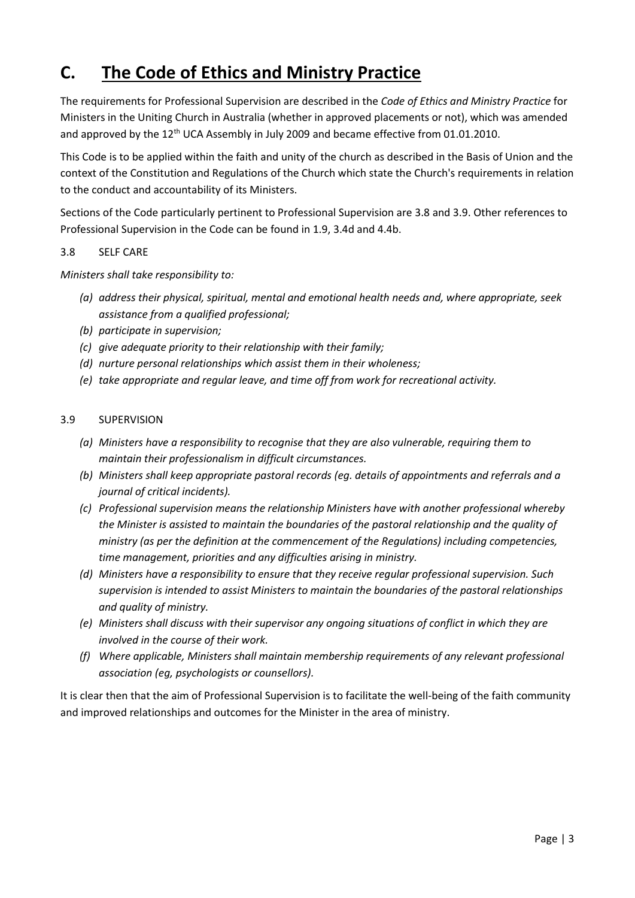# C. The Code of Ethics and Ministry Practice

The requirements for Professional Supervision are described in the *Code of Ethics and Ministry Practice* for Ministers in the Uniting Church in Australia (whether in approved placements or not), which was amended and approved by the 12th UCA Assembly in July 2009 and became effective from 01.01.2010.

This Code is to be applied within the faith and unity of the church as described in the Basis of Union and the context of the Constitution and Regulations of the Church which state the Church's requirements in relation to the conduct and accountability of its Ministers.

Sections of the Code particularly pertinent to Professional Supervision are 3.8 and 3.9. Other references to Professional Supervision in the Code can be found in 1.9, 3.4d and 4.4b.

3.8 SELF CARE

*Ministers shall take responsibility to:*

- *(a) address their physical, spiritual, mental and emotional health needs and, where appropriate, seek assistance from a qualified professional;*
- *(b) participate in supervision;*
- *(c) give adequate priority to their relationship with their family;*
- *(d) nurture personal relationships which assist them in their wholeness;*
- *(e) take appropriate and regular leave, and time off from work for recreational activity.*

3.9 SUPERVISION

- *(a) Ministers have a responsibility to recognise that they are also vulnerable, requiring them to maintain their professionalism in difficult circumstances.*
- *(b) Ministers shall keep appropriate pastoral records (eg. details of appointments and referrals and a journal of critical incidents).*
- *(c) Professional supervision means the relationship Ministers have with another professional whereby the Minister is assisted to maintain the boundaries of the pastoral relationship and the quality of ministry (as per the definition at the commencement of the Regulations) including competencies, time management, priorities and any difficulties arising in ministry.*
- *(d) Ministers have a responsibility to ensure that they receive regular professional supervision. Such supervision is intended to assist Ministers to maintain the boundaries of the pastoral relationships and quality of ministry.*
- *(e) Ministers shall discuss with their supervisor any ongoing situations of conflict in which they are involved in the course of their work.*
- *(f) Where applicable, Ministers shall maintain membership requirements of any relevant professional association (eg, psychologists or counsellors).*

It is clear then that the aim of Professional Supervision is to facilitate the well-being of the faith community and improved relationships and outcomes for the Minister in the area of ministry.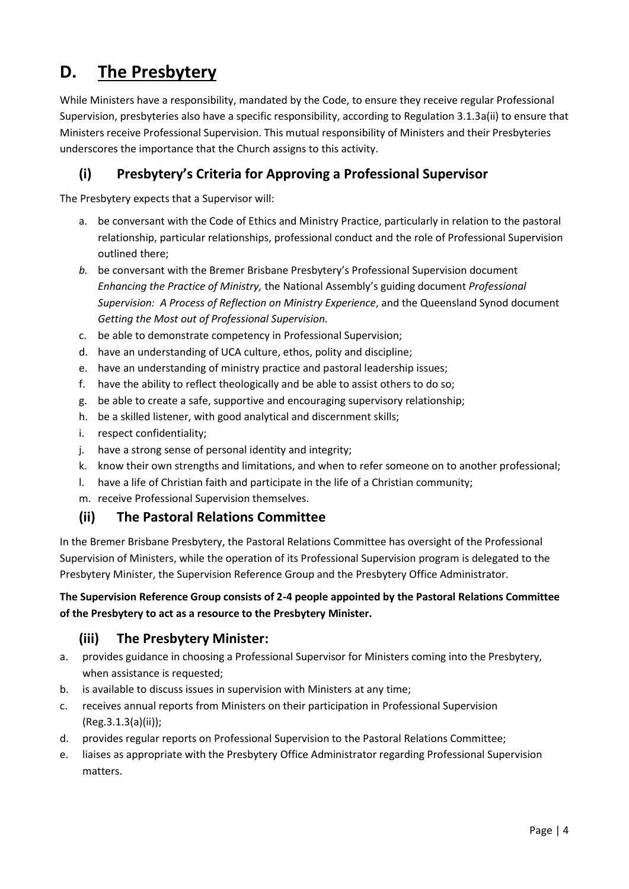# D. The Presbytery

While Ministers have a responsibility, mandated by the Code, to ensure they receive regular Professional Supervision, presbyteries also have a specific responsibility, according to Regulation 3.1.3a(ii) to ensure that Ministers receive Professional Supervision. This mutual responsibility of Ministers and their Presbyteries underscores the importance that the Church assigns to this activity.

## (i) Presbytery's Criteria for Approving a Professional Supervisor

The Presbytery expects that a Supervisor will:

a. be conversant with the Code of Ethics and Ministry Practice, particularly in relation to the pastoral relationship, particular relationships, professional conduct and the role of Professional Supervision outlined there;
b. be conversant with the Bremer Brisbane Presbytery's Professional Supervision document *Enhancing the Practice of Ministry,* the National Assembly's guiding document *Professional Supervision: A Process of Reflection on Ministry Experience*, and the Queensland Synod document *Getting the Most out of Professional Supervision.*
c. be able to demonstrate competency in Professional Supervision;
d. have an understanding of UCA culture, ethos, polity and discipline;
e. have an understanding of ministry practice and pastoral leadership issues;
f. have the ability to reflect theologically and be able to assist others to do so;
g. be able to create a safe, supportive and encouraging supervisory relationship;
h. be a skilled listener, with good analytical and discernment skills;
i. respect confidentiality;
j. have a strong sense of personal identity and integrity;
k. know their own strengths and limitations, and when to refer someone on to another professional;
l. have a life of Christian faith and participate in the life of a Christian community;
m. receive Professional Supervision themselves.

## (ii) The Pastoral Relations Committee

In the Bremer Brisbane Presbytery, the Pastoral Relations Committee has oversight of the Professional Supervision of Ministers, while the operation of its Professional Supervision program is delegated to the Presbytery Minister, the Supervision Reference Group and the Presbytery Office Administrator.

**The Supervision Reference Group consists of 2-4 people appointed by the Pastoral Relations Committee of the Presbytery to act as a resource to the Presbytery Minister.**

## (iii) The Presbytery Minister:

a. provides guidance in choosing a Professional Supervisor for Ministers coming into the Presbytery, when assistance is requested;
b. is available to discuss issues in supervision with Ministers at any time;
c. receives annual reports from Ministers on their participation in Professional Supervision (Reg.3.1.3(a)(ii));
d. provides regular reports on Professional Supervision to the Pastoral Relations Committee;
e. liaises as appropriate with the Presbytery Office Administrator regarding Professional Supervision matters.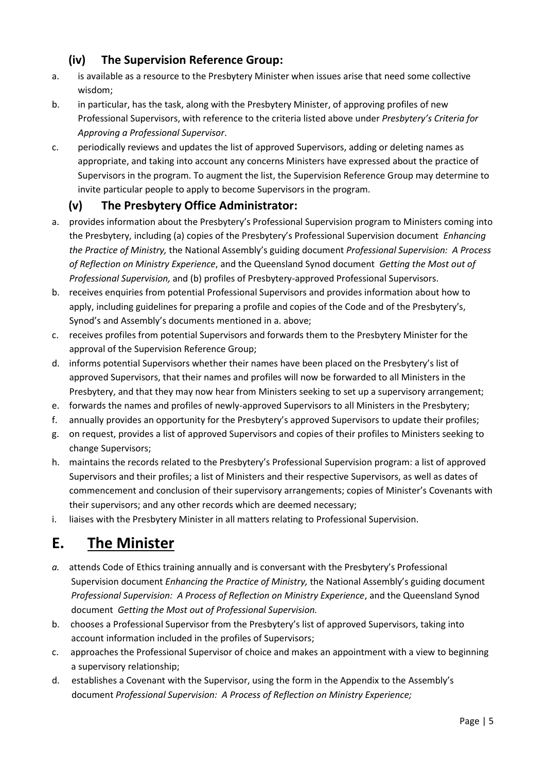### (iv) The Supervision Reference Group:

a. is available as a resource to the Presbytery Minister when issues arise that need some collective wisdom;

b. in particular, has the task, along with the Presbytery Minister, of approving profiles of new Professional Supervisors, with reference to the criteria listed above under *Presbytery's Criteria for Approving a Professional Supervisor*.

c. periodically reviews and updates the list of approved Supervisors, adding or deleting names as appropriate, and taking into account any concerns Ministers have expressed about the practice of Supervisors in the program. To augment the list, the Supervision Reference Group may determine to invite particular people to apply to become Supervisors in the program.

### (v) The Presbytery Office Administrator:

a. provides information about the Presbytery's Professional Supervision program to Ministers coming into the Presbytery, including (a) copies of the Presbytery's Professional Supervision document *Enhancing the Practice of Ministry,* the National Assembly's guiding document *Professional Supervision: A Process of Reflection on Ministry Experience*, and the Queensland Synod document *Getting the Most out of Professional Supervision,* and (b) profiles of Presbytery-approved Professional Supervisors.

b. receives enquiries from potential Professional Supervisors and provides information about how to apply, including guidelines for preparing a profile and copies of the Code and of the Presbytery's, Synod's and Assembly's documents mentioned in a. above;

c. receives profiles from potential Supervisors and forwards them to the Presbytery Minister for the approval of the Supervision Reference Group;

d. informs potential Supervisors whether their names have been placed on the Presbytery's list of approved Supervisors, that their names and profiles will now be forwarded to all Ministers in the Presbytery, and that they may now hear from Ministers seeking to set up a supervisory arrangement;

e. forwards the names and profiles of newly-approved Supervisors to all Ministers in the Presbytery;

f. annually provides an opportunity for the Presbytery's approved Supervisors to update their profiles;

g. on request, provides a list of approved Supervisors and copies of their profiles to Ministers seeking to change Supervisors;

h. maintains the records related to the Presbytery's Professional Supervision program: a list of approved Supervisors and their profiles; a list of Ministers and their respective Supervisors, as well as dates of commencement and conclusion of their supervisory arrangements; copies of Minister's Covenants with their supervisors; and any other records which are deemed necessary;

i. liaises with the Presbytery Minister in all matters relating to Professional Supervision.

# E. The Minister

*a.* attends Code of Ethics training annually and is conversant with the Presbytery's Professional Supervision document *Enhancing the Practice of Ministry,* the National Assembly's guiding document *Professional Supervision: A Process of Reflection on Ministry Experience*, and the Queensland Synod document *Getting the Most out of Professional Supervision.*

b. chooses a Professional Supervisor from the Presbytery's list of approved Supervisors, taking into account information included in the profiles of Supervisors;

c. approaches the Professional Supervisor of choice and makes an appointment with a view to beginning a supervisory relationship;

d. establishes a Covenant with the Supervisor, using the form in the Appendix to the Assembly's document *Professional Supervision: A Process of Reflection on Ministry Experience;*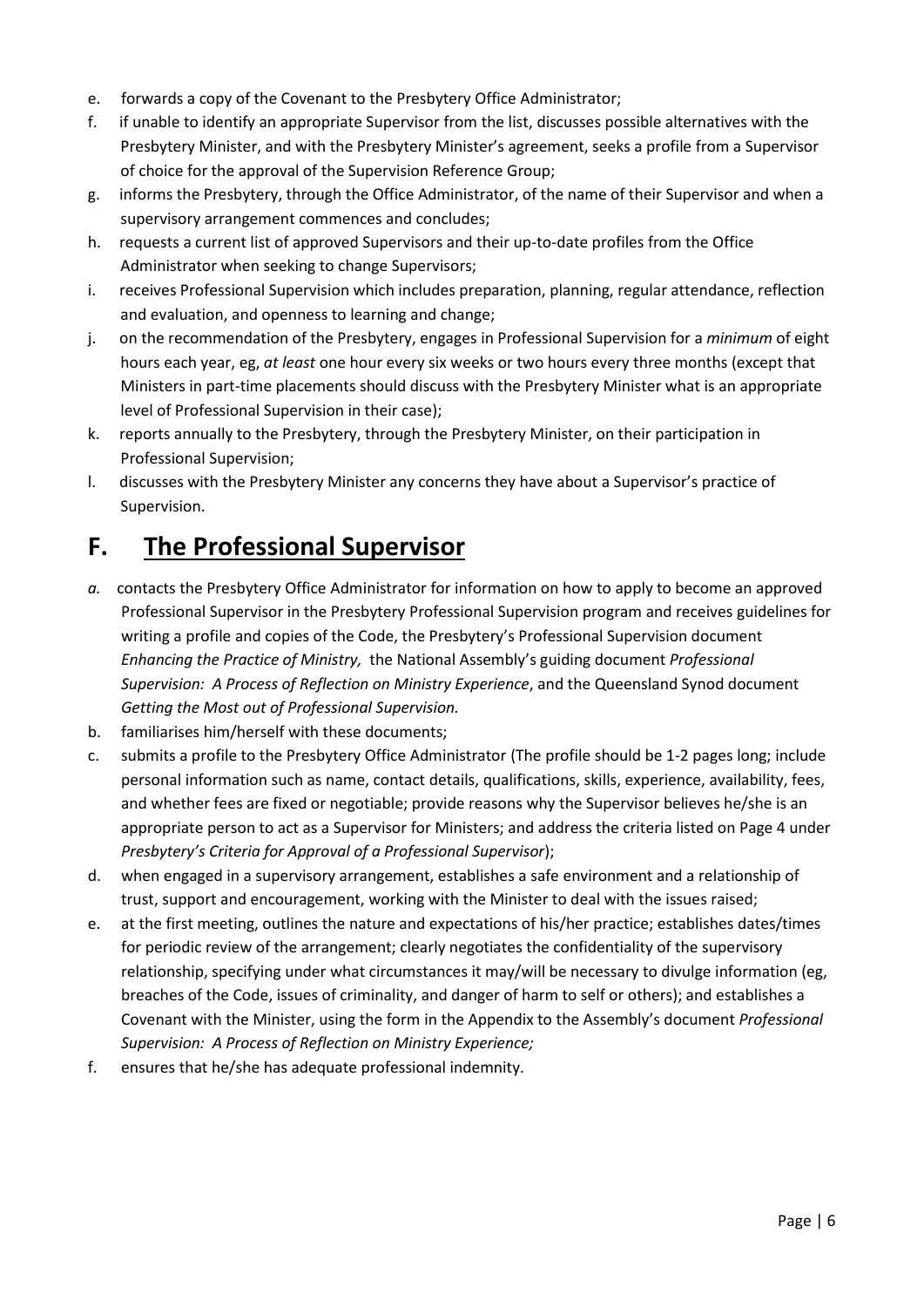e. forwards a copy of the Covenant to the Presbytery Office Administrator;
f. if unable to identify an appropriate Supervisor from the list, discusses possible alternatives with the Presbytery Minister, and with the Presbytery Minister's agreement, seeks a profile from a Supervisor of choice for the approval of the Supervision Reference Group;
g. informs the Presbytery, through the Office Administrator, of the name of their Supervisor and when a supervisory arrangement commences and concludes;
h. requests a current list of approved Supervisors and their up-to-date profiles from the Office Administrator when seeking to change Supervisors;
i. receives Professional Supervision which includes preparation, planning, regular attendance, reflection and evaluation, and openness to learning and change;
j. on the recommendation of the Presbytery, engages in Professional Supervision for a *minimum* of eight hours each year, eg, *at least* one hour every six weeks or two hours every three months (except that Ministers in part-time placements should discuss with the Presbytery Minister what is an appropriate level of Professional Supervision in their case);
k. reports annually to the Presbytery, through the Presbytery Minister, on their participation in Professional Supervision;
l. discusses with the Presbytery Minister any concerns they have about a Supervisor's practice of Supervision.

# F. The Professional Supervisor

*a.* contacts the Presbytery Office Administrator for information on how to apply to become an approved Professional Supervisor in the Presbytery Professional Supervision program and receives guidelines for writing a profile and copies of the Code, the Presbytery's Professional Supervision document *Enhancing the Practice of Ministry,* the National Assembly's guiding document *Professional Supervision: A Process of Reflection on Ministry Experience*, and the Queensland Synod document *Getting the Most out of Professional Supervision.*
b. familiarises him/herself with these documents;
c. submits a profile to the Presbytery Office Administrator (The profile should be 1-2 pages long; include personal information such as name, contact details, qualifications, skills, experience, availability, fees, and whether fees are fixed or negotiable; provide reasons why the Supervisor believes he/she is an appropriate person to act as a Supervisor for Ministers; and address the criteria listed on Page 4 under *Presbytery's Criteria for Approval of a Professional Supervisor*);
d. when engaged in a supervisory arrangement, establishes a safe environment and a relationship of trust, support and encouragement, working with the Minister to deal with the issues raised;
e. at the first meeting, outlines the nature and expectations of his/her practice; establishes dates/times for periodic review of the arrangement; clearly negotiates the confidentiality of the supervisory relationship, specifying under what circumstances it may/will be necessary to divulge information (eg, breaches of the Code, issues of criminality, and danger of harm to self or others); and establishes a Covenant with the Minister, using the form in the Appendix to the Assembly's document *Professional Supervision: A Process of Reflection on Ministry Experience;*
f. ensures that he/she has adequate professional indemnity.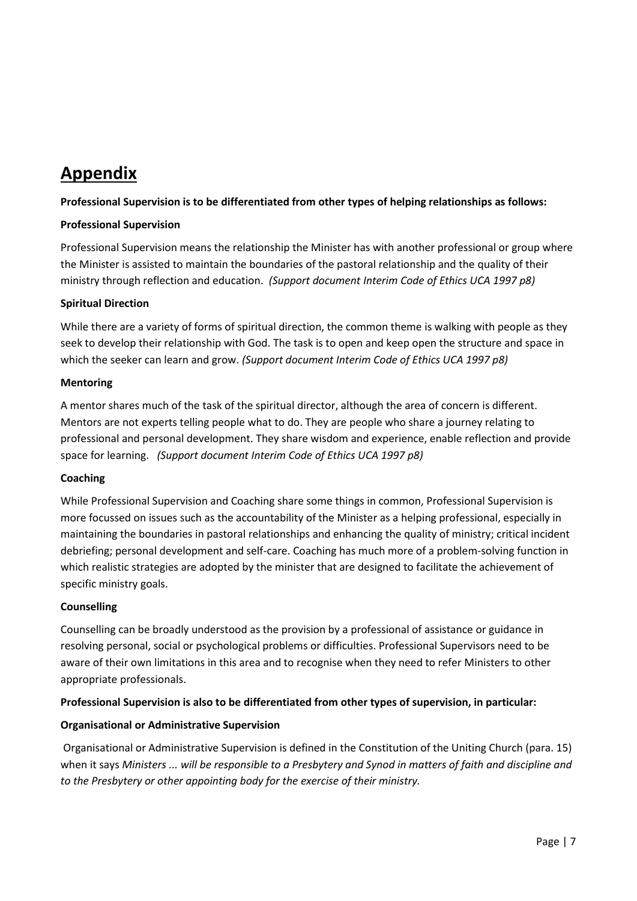# Appendix

**Professional Supervision is to be differentiated from other types of helping relationships as follows:**

**Professional Supervision**

Professional Supervision means the relationship the Minister has with another professional or group where the Minister is assisted to maintain the boundaries of the pastoral relationship and the quality of their ministry through reflection and education. *(Support document Interim Code of Ethics UCA 1997 p8)*

**Spiritual Direction**

While there are a variety of forms of spiritual direction, the common theme is walking with people as they seek to develop their relationship with God. The task is to open and keep open the structure and space in which the seeker can learn and grow. *(Support document Interim Code of Ethics UCA 1997 p8)*

**Mentoring**

A mentor shares much of the task of the spiritual director, although the area of concern is different. Mentors are not experts telling people what to do. They are people who share a journey relating to professional and personal development. They share wisdom and experience, enable reflection and provide space for learning. *(Support document Interim Code of Ethics UCA 1997 p8)*

**Coaching**

While Professional Supervision and Coaching share some things in common, Professional Supervision is more focussed on issues such as the accountability of the Minister as a helping professional, especially in maintaining the boundaries in pastoral relationships and enhancing the quality of ministry; critical incident debriefing; personal development and self-care. Coaching has much more of a problem-solving function in which realistic strategies are adopted by the minister that are designed to facilitate the achievement of specific ministry goals.

**Counselling**

Counselling can be broadly understood as the provision by a professional of assistance or guidance in resolving personal, social or psychological problems or difficulties. Professional Supervisors need to be aware of their own limitations in this area and to recognise when they need to refer Ministers to other appropriate professionals.

**Professional Supervision is also to be differentiated from other types of supervision, in particular:**

**Organisational or Administrative Supervision**

Organisational or Administrative Supervision is defined in the Constitution of the Uniting Church (para. 15) when it says *Ministers ... will be responsible to a Presbytery and Synod in matters of faith and discipline and to the Presbytery or other appointing body for the exercise of their ministry.*